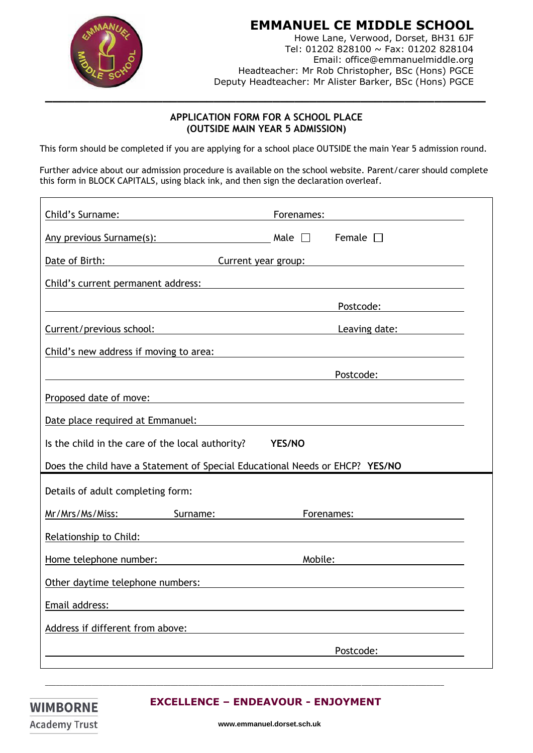# EMMANUEL CE MIDDLE SCHOOL

Howe Lane, Verwood, Dorset, BH31 6JF
Tel: 01202 828100 ~ Fax: 01202 828104
Email: office@emmanuelmiddle.org
Headteacher: Mr Rob Christopher, BSc (Hons) PGCE
Deputy Headteacher: Mr Alister Barker, BSc (Hons) PGCE

## APPLICATION FORM FOR A SCHOOL PLACE (OUTSIDE MAIN YEAR 5 ADMISSION)

This form should be completed if you are applying for a school place OUTSIDE the main Year 5 admission round.

Further advice about our admission procedure is available on the school website. Parent/carer should complete this form in BLOCK CAPITALS, using black ink, and then sign the declaration overleaf.

Child's Surname: ____________________ Forenames: ____________________

Any previous Surname(s): ____________________ Male ☐ Female ☐

Date of Birth: ____________ Current year group: ____________________

Child's current permanent address: ________________________________________

________________________________________ Postcode: ____________

Current/previous school: ____________________ Leaving date: ____________

Child's new address if moving to area: ________________________________________

________________________________________ Postcode: ____________

Proposed date of move: ________________________________________

Date place required at Emmanuel: ________________________________________

Is the child in the care of the local authority? **YES/NO**

Does the child have a Statement of Special Educational Needs or EHCP? **YES/NO**

Details of adult completing form:

Mr/Mrs/Ms/Miss: ________ Surname: ____________ Forenames: ____________

Relationship to Child: ________________________________________

Home telephone number: ____________________ Mobile: ____________________

Other daytime telephone numbers: ________________________________________

Email address: ________________________________________

Address if different from above: ________________________________________

________________________________________ Postcode: ____________

**EXCELLENCE – ENDEAVOUR - ENJOYMENT**

WIMBORNE Academy Trust

www.emmanuel.dorset.sch.uk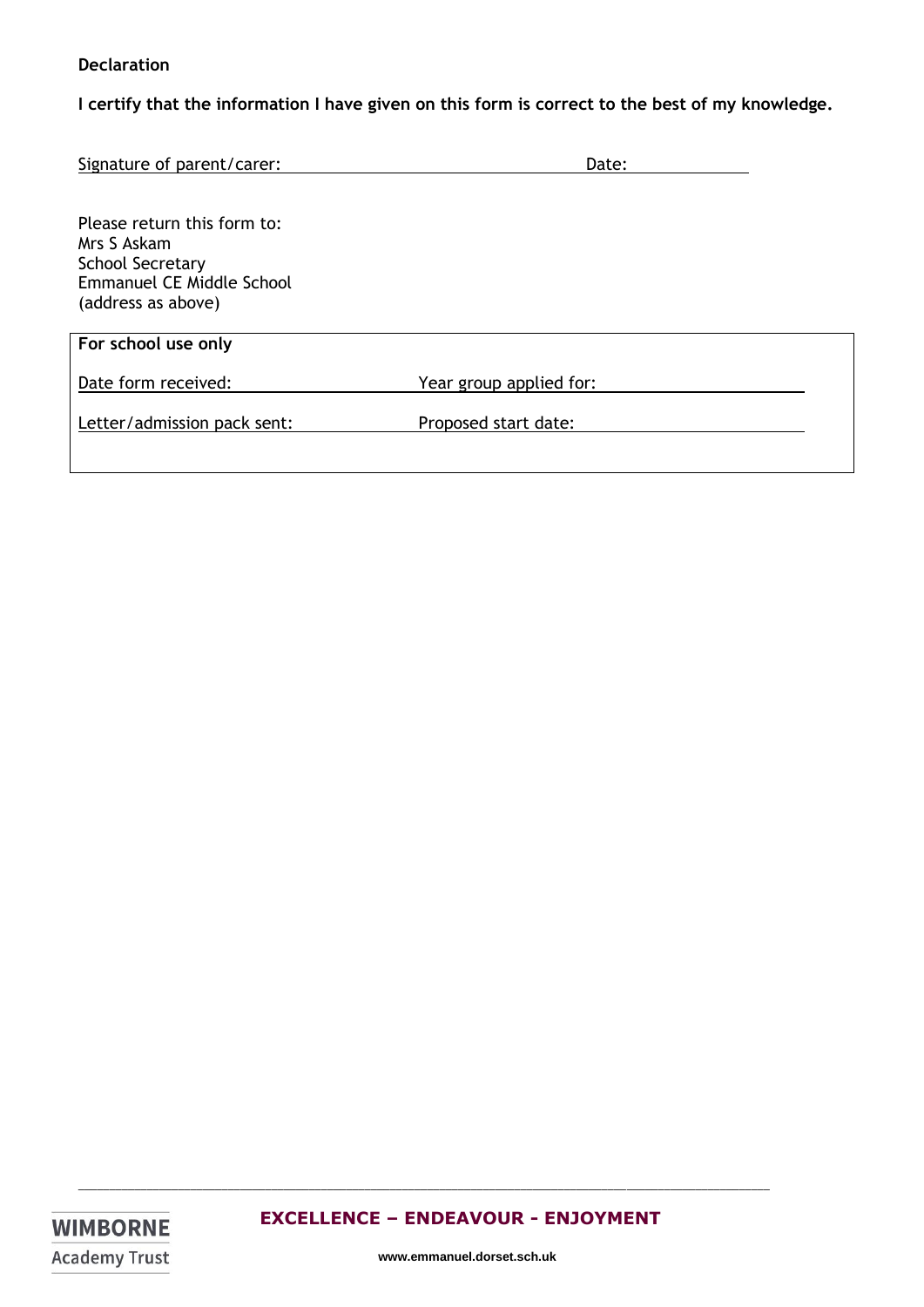**Declaration**

**I certify that the information I have given on this form is correct to the best of my knowledge.**

Signature of parent/carer: \_\_\_\_\_\_\_\_\_\_\_\_\_\_\_\_\_\_\_\_\_\_\_\_ Date: \_\_\_\_\_\_\_\_\_\_\_\_

Please return this form to:
Mrs S Askam
School Secretary
Emmanuel CE Middle School
(address as above)

**For school use only**

| | |
|---|---|
| Date form received: | Year group applied for: |
| Letter/admission pack sent: | Proposed start date: |

WIMBORNE Academy Trust

**EXCELLENCE – ENDEAVOUR - ENJOYMENT**

www.emmanuel.dorset.sch.uk